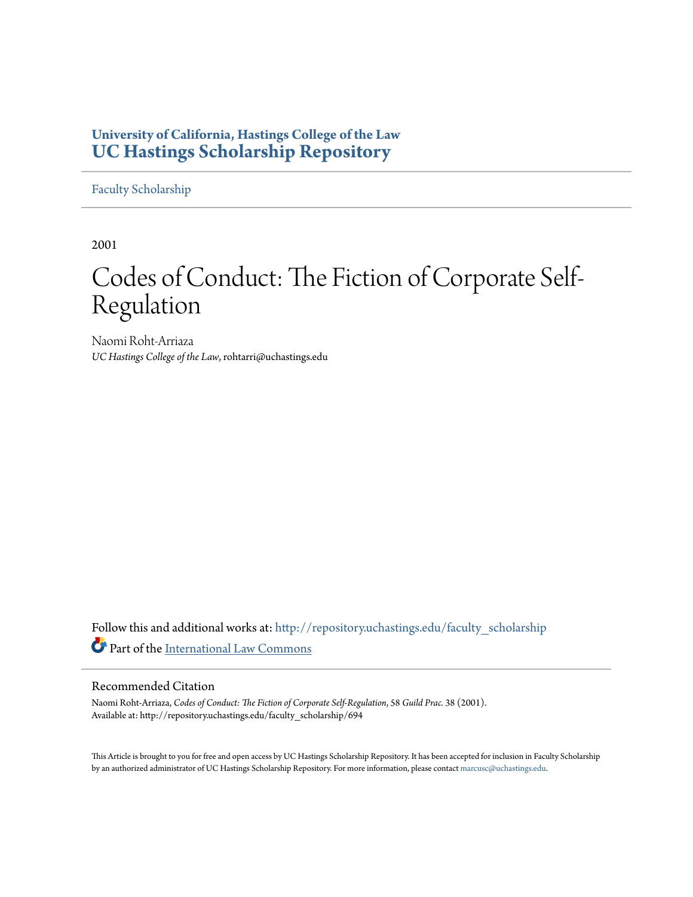University of California, Hastings College of the Law
**UC Hastings Scholarship Repository**

Faculty Scholarship

2001

# Codes of Conduct: The Fiction of Corporate Self-Regulation

Naomi Roht-Arriaza
*UC Hastings College of the Law*, rohtarri@uchastings.edu

Follow this and additional works at: http://repository.uchastings.edu/faculty_scholarship

Part of the International Law Commons

## Recommended Citation

Naomi Roht-Arriaza, *Codes of Conduct: The Fiction of Corporate Self-Regulation*, 58 *Guild Prac.* 38 (2001).
Available at: http://repository.uchastings.edu/faculty_scholarship/694

This Article is brought to you for free and open access by UC Hastings Scholarship Repository. It has been accepted for inclusion in Faculty Scholarship by an authorized administrator of UC Hastings Scholarship Repository. For more information, please contact marcusc@uchastings.edu.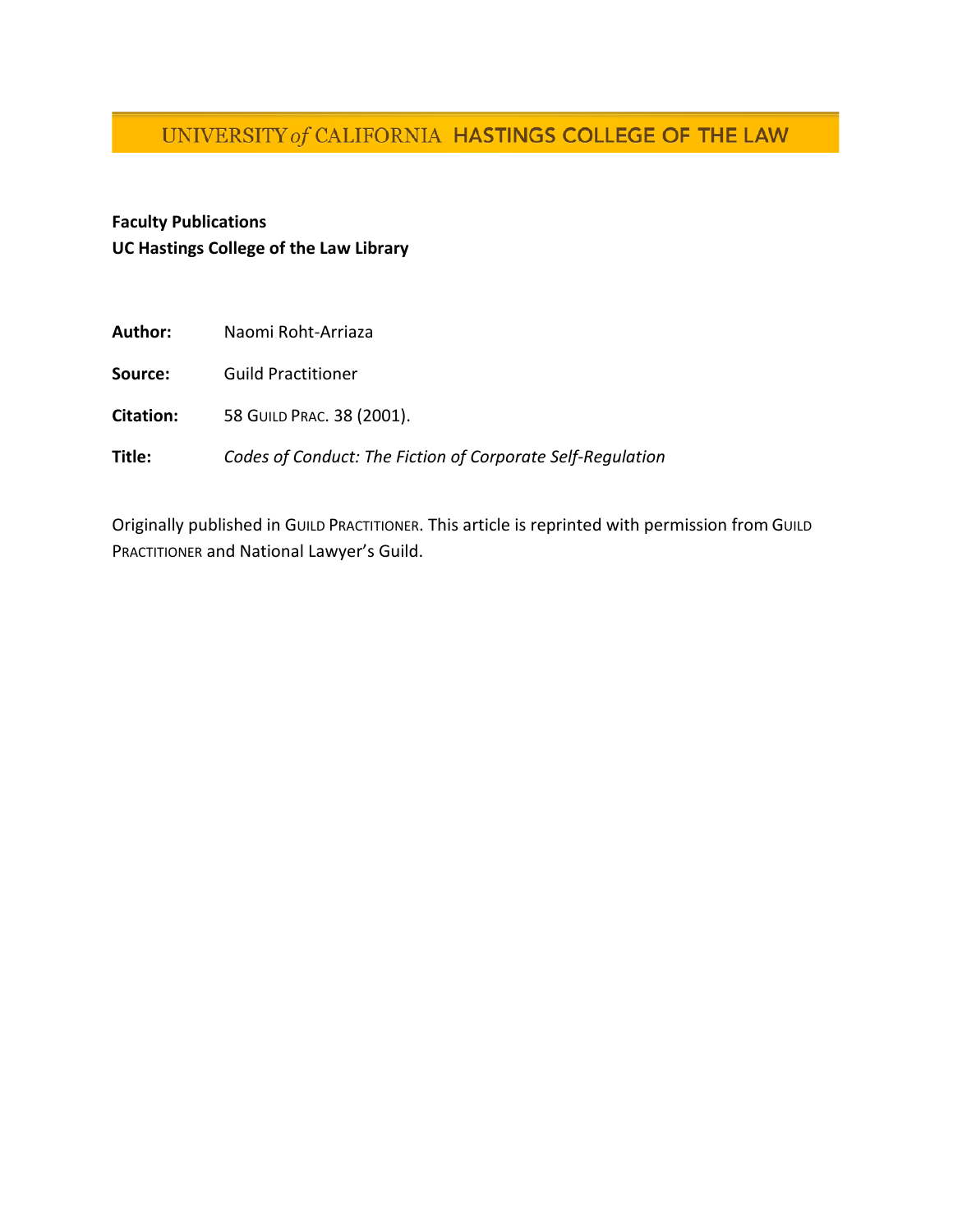UNIVERSITY *of* CALIFORNIA HASTINGS COLLEGE OF THE LAW

**Faculty Publications**
**UC Hastings College of the Law Library**

**Author:** Naomi Roht-Arriaza

**Source:** Guild Practitioner

**Citation:** 58 GUILD PRAC. 38 (2001).

**Title:** *Codes of Conduct: The Fiction of Corporate Self-Regulation*

Originally published in GUILD PRACTITIONER. This article is reprinted with permission from GUILD PRACTITIONER and National Lawyer's Guild.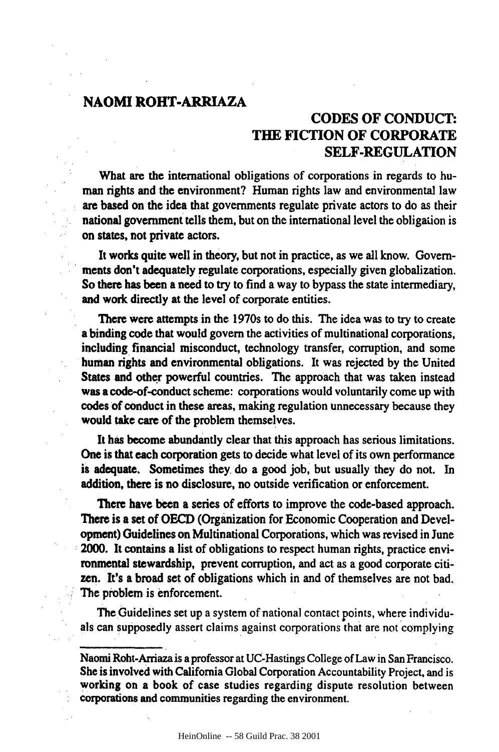## NAOMI ROHT-ARRIAZA

# CODES OF CONDUCT: THE FICTION OF CORPORATE SELF-REGULATION

What are the international obligations of corporations in regards to human rights and the environment? Human rights law and environmental law are based on the idea that governments regulate private actors to do as their national government tells them, but on the international level the obligation is on states, not private actors.

It works quite well in theory, but not in practice, as we all know. Governments don't adequately regulate corporations, especially given globalization. So there has been a need to try to find a way to bypass the state intermediary, and work directly at the level of corporate entities.

There were attempts in the 1970s to do this. The idea was to try to create a binding code that would govern the activities of multinational corporations, including financial misconduct, technology transfer, corruption, and some human rights and environmental obligations. It was rejected by the United States and other powerful countries. The approach that was taken instead was a code-of-conduct scheme: corporations would voluntarily come up with codes of conduct in these areas, making regulation unnecessary because they would take care of the problem themselves.

It has become abundantly clear that this approach has serious limitations. One is that each corporation gets to decide what level of its own performance is adequate. Sometimes they do a good job, but usually they do not. In addition, there is no disclosure, no outside verification or enforcement.

There have been a series of efforts to improve the code-based approach. There is a set of OECD (Organization for Economic Cooperation and Development) Guidelines on Multinational Corporations, which was revised in June 2000. It contains a list of obligations to respect human rights, practice environmental stewardship, prevent corruption, and act as a good corporate citizen. It's a broad set of obligations which in and of themselves are not bad. The problem is enforcement.

The Guidelines set up a system of national contact points, where individuals can supposedly assert claims against corporations that are not complying

---

Naomi Roht-Arriaza is a professor at UC-Hastings College of Law in San Francisco. She is involved with California Global Corporation Accountability Project, and is working on a book of case studies regarding dispute resolution between corporations and communities regarding the environment.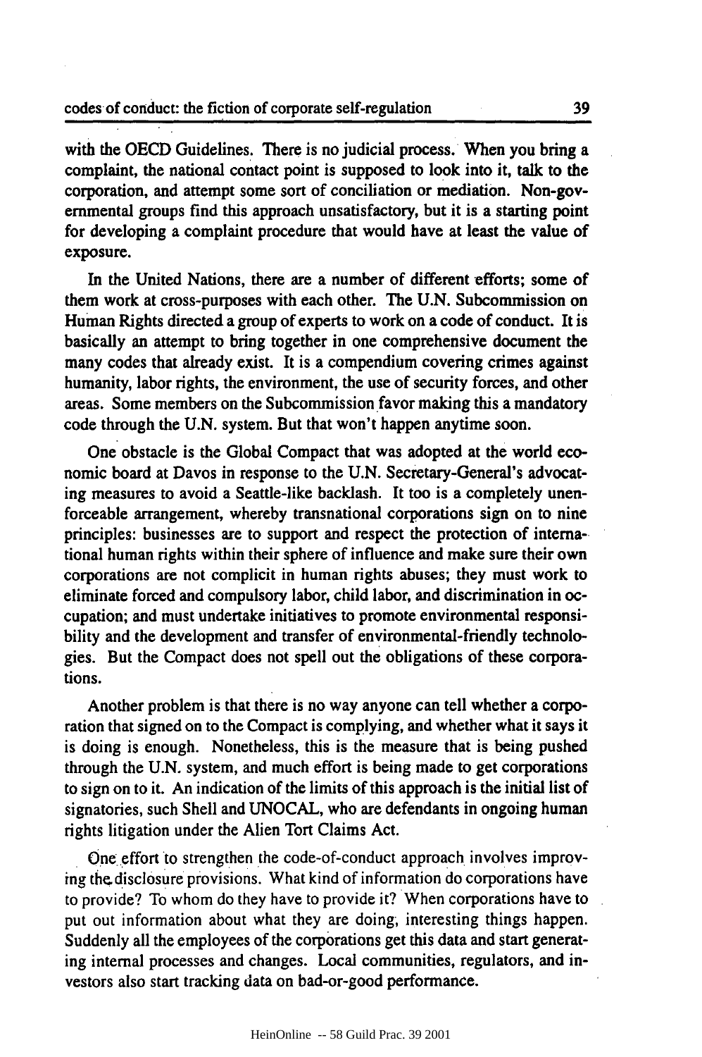with the OECD Guidelines. There is no judicial process. When you bring a complaint, the national contact point is supposed to look into it, talk to the corporation, and attempt some sort of conciliation or mediation. Non-governmental groups find this approach unsatisfactory, but it is a starting point for developing a complaint procedure that would have at least the value of exposure.

In the United Nations, there are a number of different efforts; some of them work at cross-purposes with each other. The U.N. Subcommission on Human Rights directed a group of experts to work on a code of conduct. It is basically an attempt to bring together in one comprehensive document the many codes that already exist. It is a compendium covering crimes against humanity, labor rights, the environment, the use of security forces, and other areas. Some members on the Subcommission favor making this a mandatory code through the U.N. system. But that won't happen anytime soon.

One obstacle is the Global Compact that was adopted at the world economic board at Davos in response to the U.N. Secretary-General's advocating measures to avoid a Seattle-like backlash. It too is a completely unenforceable arrangement, whereby transnational corporations sign on to nine principles: businesses are to support and respect the protection of international human rights within their sphere of influence and make sure their own corporations are not complicit in human rights abuses; they must work to eliminate forced and compulsory labor, child labor, and discrimination in occupation; and must undertake initiatives to promote environmental responsibility and the development and transfer of environmental-friendly technologies. But the Compact does not spell out the obligations of these corporations.

Another problem is that there is no way anyone can tell whether a corporation that signed on to the Compact is complying, and whether what it says it is doing is enough. Nonetheless, this is the measure that is being pushed through the U.N. system, and much effort is being made to get corporations to sign on to it. An indication of the limits of this approach is the initial list of signatories, such Shell and UNOCAL, who are defendants in ongoing human rights litigation under the Alien Tort Claims Act.

One effort to strengthen the code-of-conduct approach involves improving the disclosure provisions. What kind of information do corporations have to provide? To whom do they have to provide it? When corporations have to put out information about what they are doing, interesting things happen. Suddenly all the employees of the corporations get this data and start generating internal processes and changes. Local communities, regulators, and investors also start tracking data on bad-or-good performance.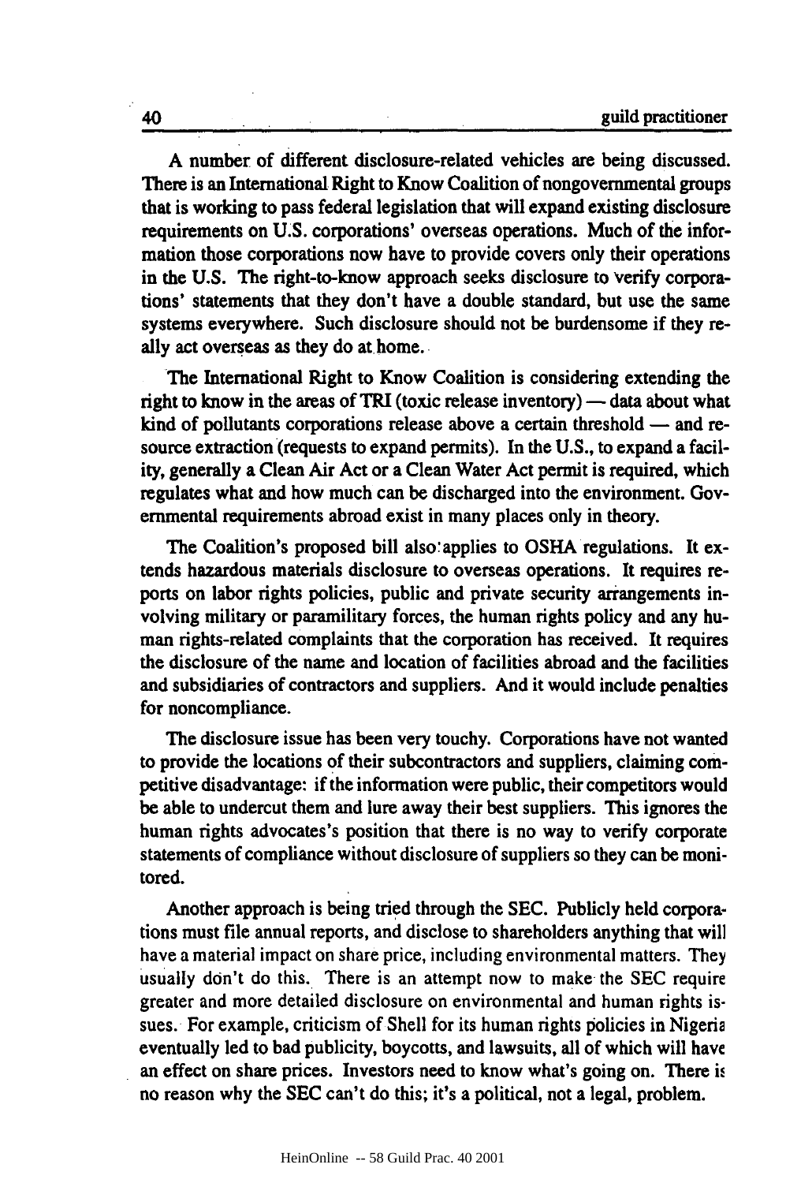A number of different disclosure-related vehicles are being discussed. There is an International Right to Know Coalition of nongovernmental groups that is working to pass federal legislation that will expand existing disclosure requirements on U.S. corporations' overseas operations. Much of the information those corporations now have to provide covers only their operations in the U.S. The right-to-know approach seeks disclosure to verify corporations' statements that they don't have a double standard, but use the same systems everywhere. Such disclosure should not be burdensome if they really act overseas as they do at home.

The International Right to Know Coalition is considering extending the right to know in the areas of TRI (toxic release inventory) — data about what kind of pollutants corporations release above a certain threshold — and resource extraction (requests to expand permits). In the U.S., to expand a facility, generally a Clean Air Act or a Clean Water Act permit is required, which regulates what and how much can be discharged into the environment. Governmental requirements abroad exist in many places only in theory.

The Coalition's proposed bill also applies to OSHA regulations. It extends hazardous materials disclosure to overseas operations. It requires reports on labor rights policies, public and private security arrangements involving military or paramilitary forces, the human rights policy and any human rights-related complaints that the corporation has received. It requires the disclosure of the name and location of facilities abroad and the facilities and subsidiaries of contractors and suppliers. And it would include penalties for noncompliance.

The disclosure issue has been very touchy. Corporations have not wanted to provide the locations of their subcontractors and suppliers, claiming competitive disadvantage: if the information were public, their competitors would be able to undercut them and lure away their best suppliers. This ignores the human rights advocates's position that there is no way to verify corporate statements of compliance without disclosure of suppliers so they can be monitored.

Another approach is being tried through the SEC. Publicly held corporations must file annual reports, and disclose to shareholders anything that will have a material impact on share price, including environmental matters. They usually don't do this. There is an attempt now to make the SEC require greater and more detailed disclosure on environmental and human rights issues. For example, criticism of Shell for its human rights policies in Nigeria eventually led to bad publicity, boycotts, and lawsuits, all of which will have an effect on share prices. Investors need to know what's going on. There is no reason why the SEC can't do this; it's a political, not a legal, problem.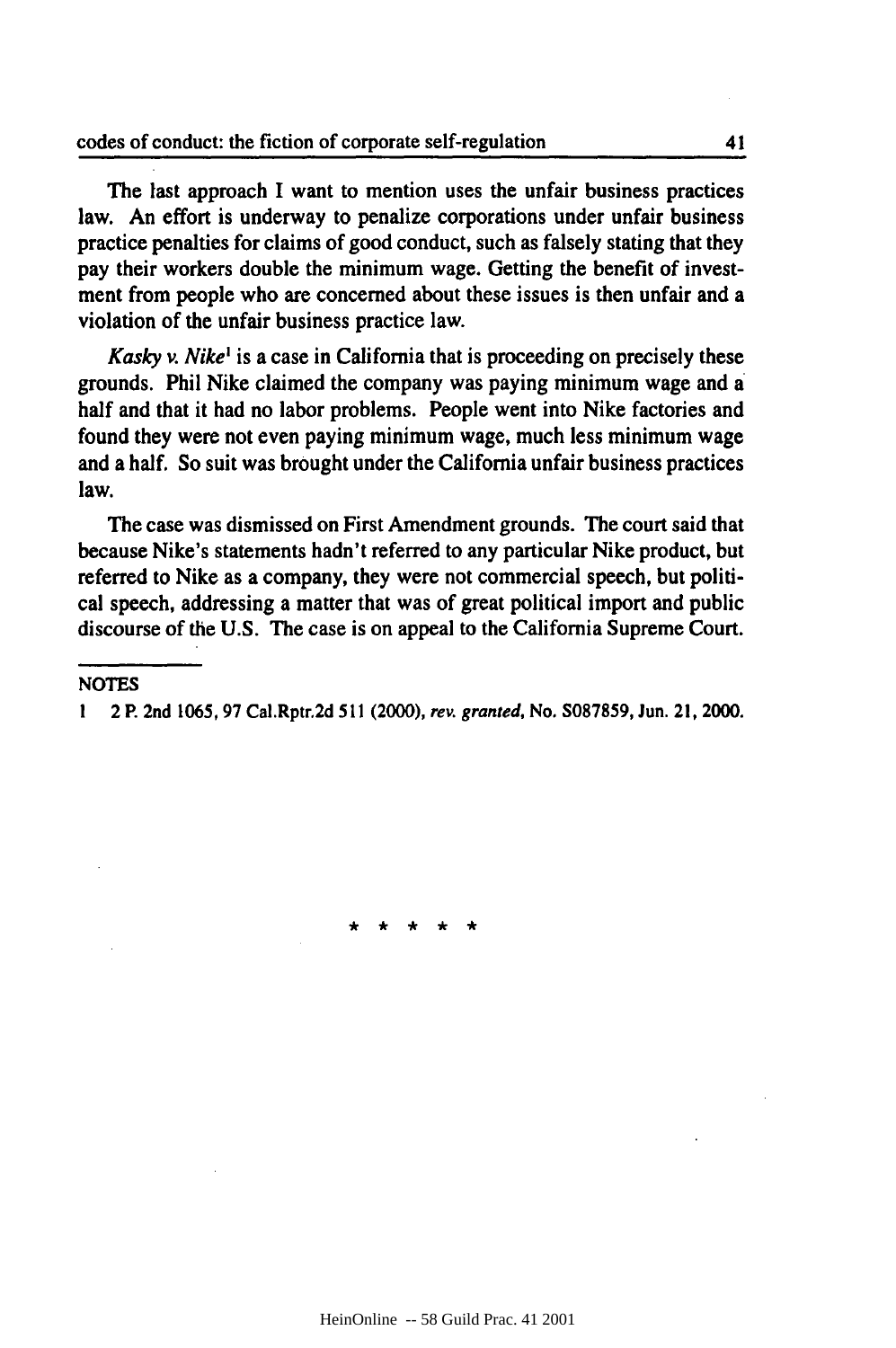The last approach I want to mention uses the unfair business practices law. An effort is underway to penalize corporations under unfair business practice penalties for claims of good conduct, such as falsely stating that they pay their workers double the minimum wage. Getting the benefit of investment from people who are concerned about these issues is then unfair and a violation of the unfair business practice law.

*Kasky v. Nike*[1] is a case in California that is proceeding on precisely these grounds. Phil Nike claimed the company was paying minimum wage and a half and that it had no labor problems. People went into Nike factories and found they were not even paying minimum wage, much less minimum wage and a half. So suit was brought under the California unfair business practices law.

The case was dismissed on First Amendment grounds. The court said that because Nike's statements hadn't referred to any particular Nike product, but referred to Nike as a company, they were not commercial speech, but political speech, addressing a matter that was of great political import and public discourse of the U.S. The case is on appeal to the California Supreme Court.

NOTES

1 2 P. 2nd 1065, 97 Cal.Rptr.2d 511 (2000), *rev. granted*, No. S087859, Jun. 21, 2000.

* * * * *